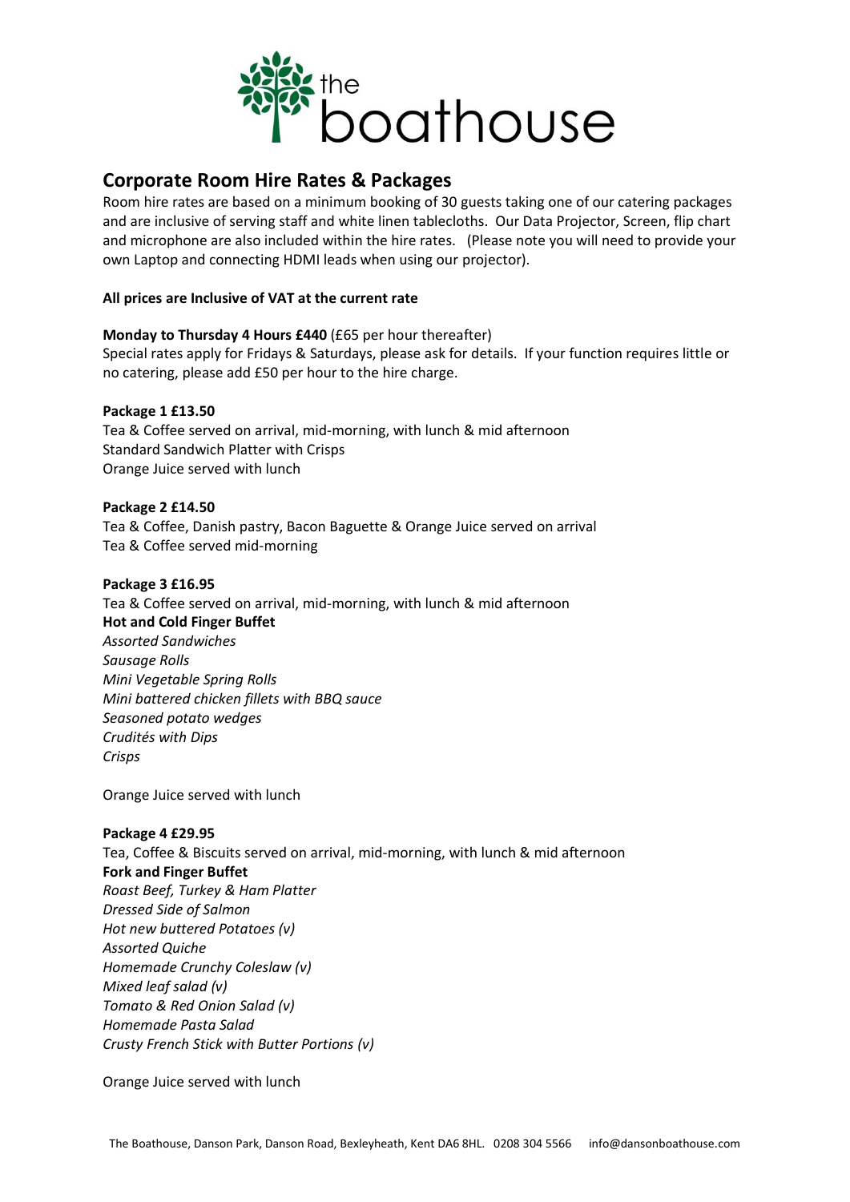# the boathouse

## Corporate Room Hire Rates & Packages

Room hire rates are based on a minimum booking of 30 guests taking one of our catering packages and are inclusive of serving staff and white linen tablecloths. Our Data Projector, Screen, flip chart and microphone are also included within the hire rates. (Please note you will need to provide your own Laptop and connecting HDMI leads when using our projector).

**All prices are Inclusive of VAT at the current rate**

**Monday to Thursday 4 Hours £440** (£65 per hour thereafter)
Special rates apply for Fridays & Saturdays, please ask for details. If your function requires little or no catering, please add £50 per hour to the hire charge.

**Package 1 £13.50**
Tea & Coffee served on arrival, mid-morning, with lunch & mid afternoon
Standard Sandwich Platter with Crisps
Orange Juice served with lunch

**Package 2 £14.50**
Tea & Coffee, Danish pastry, Bacon Baguette & Orange Juice served on arrival
Tea & Coffee served mid-morning

**Package 3 £16.95**
Tea & Coffee served on arrival, mid-morning, with lunch & mid afternoon
**Hot and Cold Finger Buffet**
*Assorted Sandwiches*
*Sausage Rolls*
*Mini Vegetable Spring Rolls*
*Mini battered chicken fillets with BBQ sauce*
*Seasoned potato wedges*
*Crudités with Dips*
*Crisps*

Orange Juice served with lunch

**Package 4 £29.95**
Tea, Coffee & Biscuits served on arrival, mid-morning, with lunch & mid afternoon
**Fork and Finger Buffet**
*Roast Beef, Turkey & Ham Platter*
*Dressed Side of Salmon*
*Hot new buttered Potatoes (v)*
*Assorted Quiche*
*Homemade Crunchy Coleslaw (v)*
*Mixed leaf salad (v)*
*Tomato & Red Onion Salad (v)*
*Homemade Pasta Salad*
*Crusty French Stick with Butter Portions (v)*

Orange Juice served with lunch

The Boathouse, Danson Park, Danson Road, Bexleyheath, Kent DA6 8HL. 0208 304 5566 info@dansonboathouse.com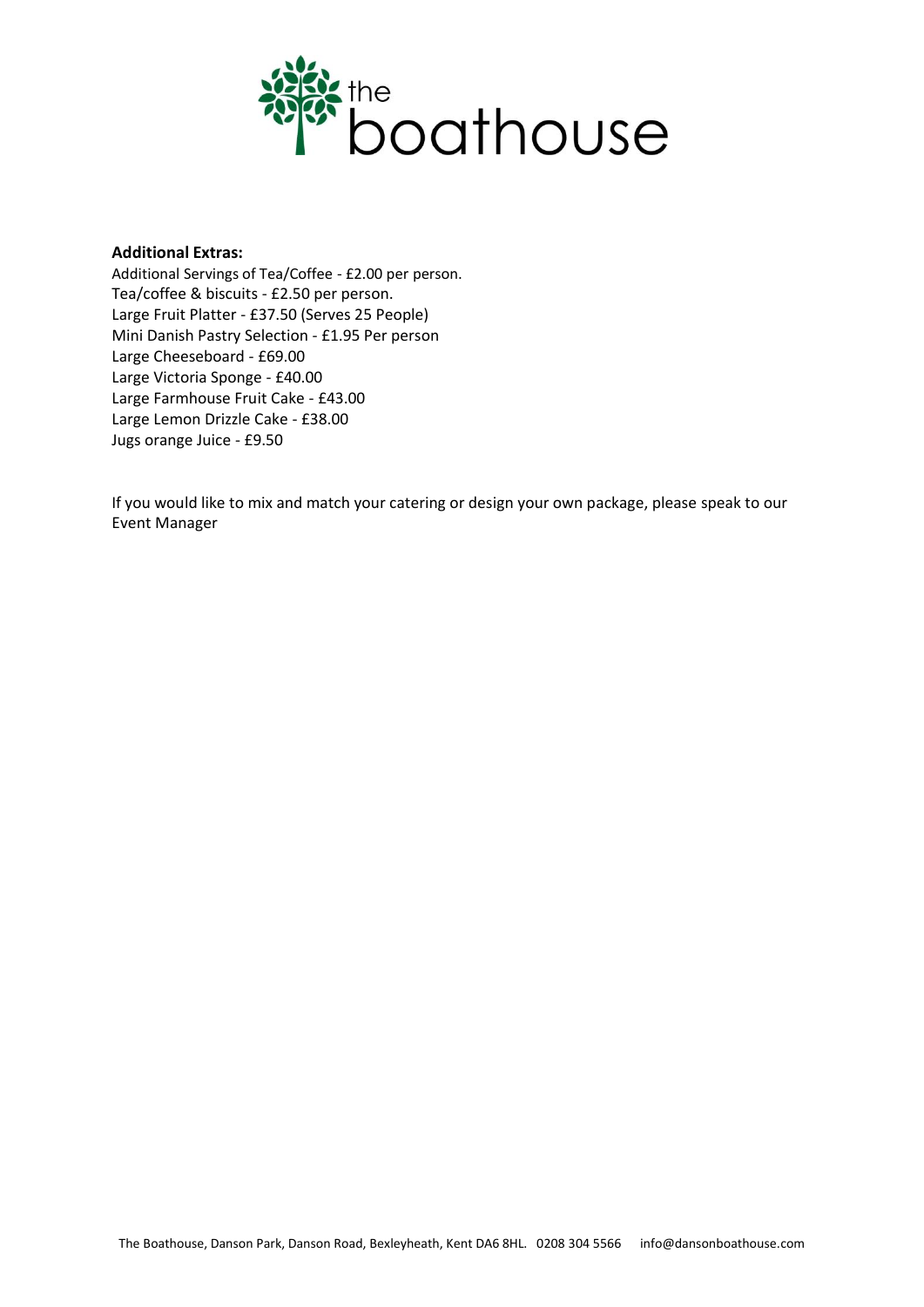**Additional Extras:**

Additional Servings of Tea/Coffee - £2.00 per person.
Tea/coffee & biscuits - £2.50 per person.
Large Fruit Platter - £37.50 (Serves 25 People)
Mini Danish Pastry Selection - £1.95 Per person
Large Cheeseboard - £69.00
Large Victoria Sponge - £40.00
Large Farmhouse Fruit Cake - £43.00
Large Lemon Drizzle Cake - £38.00
Jugs orange Juice - £9.50

If you would like to mix and match your catering or design your own package, please speak to our Event Manager